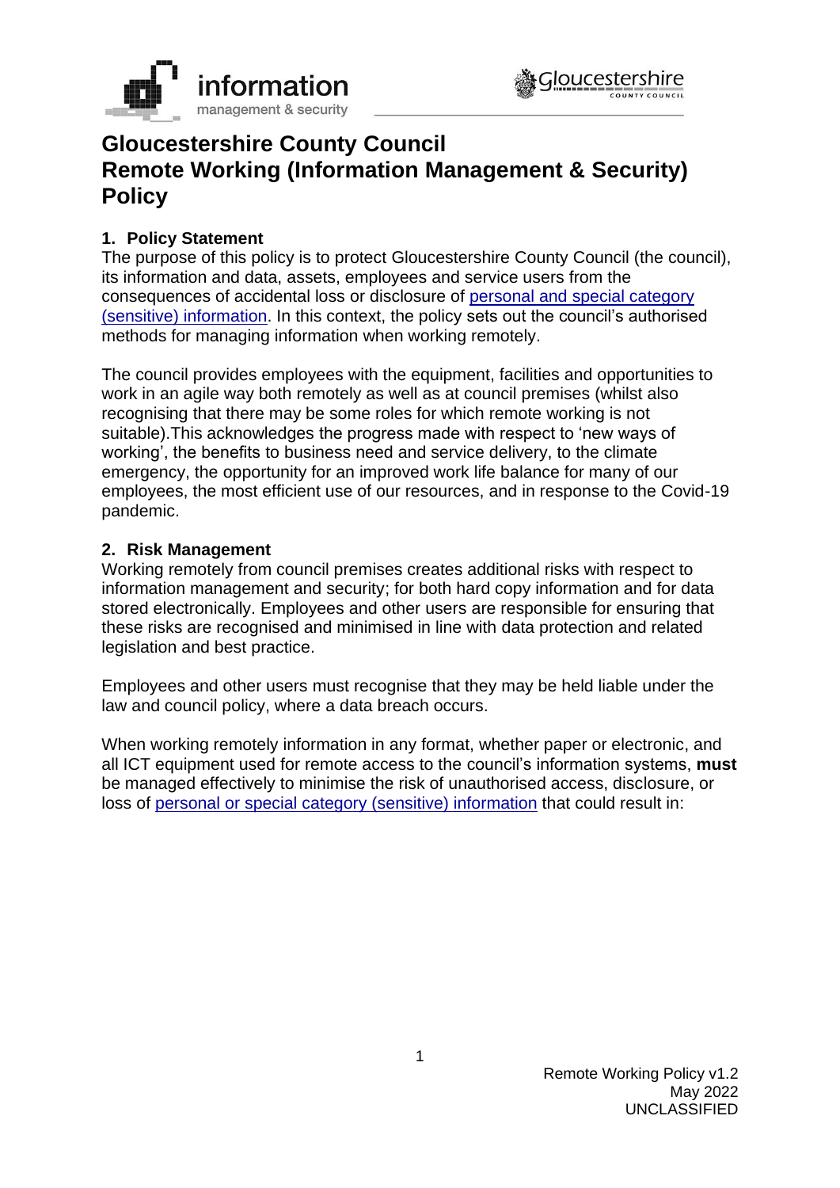# Gloucestershire County Council
# Remote Working (Information Management & Security) Policy

## 1. Policy Statement

The purpose of this policy is to protect Gloucestershire County Council (the council), its information and data, assets, employees and service users from the consequences of accidental loss or disclosure of [personal and special category (sensitive) information](). In this context, the policy sets out the council's authorised methods for managing information when working remotely.

The council provides employees with the equipment, facilities and opportunities to work in an agile way both remotely as well as at council premises (whilst also recognising that there may be some roles for which remote working is not suitable).This acknowledges the progress made with respect to 'new ways of working', the benefits to business need and service delivery, to the climate emergency, the opportunity for an improved work life balance for many of our employees, the most efficient use of our resources, and in response to the Covid-19 pandemic.

## 2. Risk Management

Working remotely from council premises creates additional risks with respect to information management and security; for both hard copy information and for data stored electronically. Employees and other users are responsible for ensuring that these risks are recognised and minimised in line with data protection and related legislation and best practice.

Employees and other users must recognise that they may be held liable under the law and council policy, where a data breach occurs.

When working remotely information in any format, whether paper or electronic, and all ICT equipment used for remote access to the council's information systems, **must** be managed effectively to minimise the risk of unauthorised access, disclosure, or loss of [personal or special category (sensitive) information]() that could result in: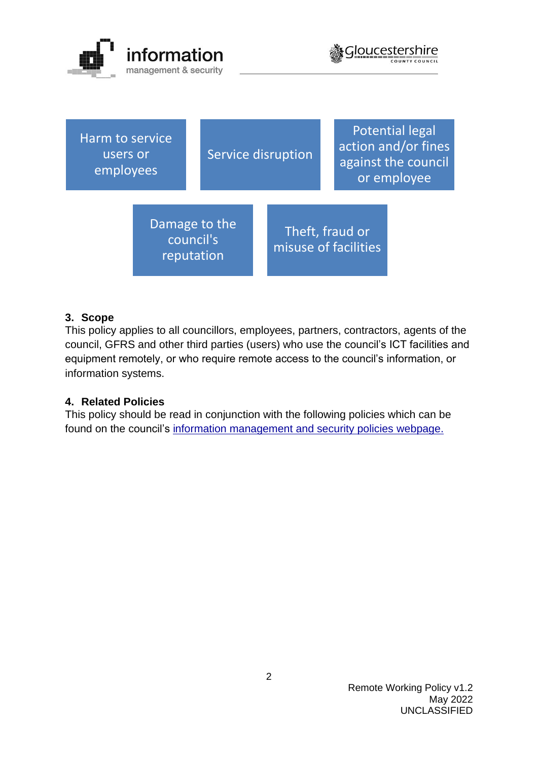Harm to service users or employees

Service disruption

Potential legal action and/or fines against the council or employee

Damage to the council's reputation

Theft, fraud or misuse of facilities

## 3. Scope

This policy applies to all councillors, employees, partners, contractors, agents of the council, GFRS and other third parties (users) who use the council's ICT facilities and equipment remotely, or who require remote access to the council's information, or information systems.

## 4. Related Policies

This policy should be read in conjunction with the following policies which can be found on the council's information management and security policies webpage.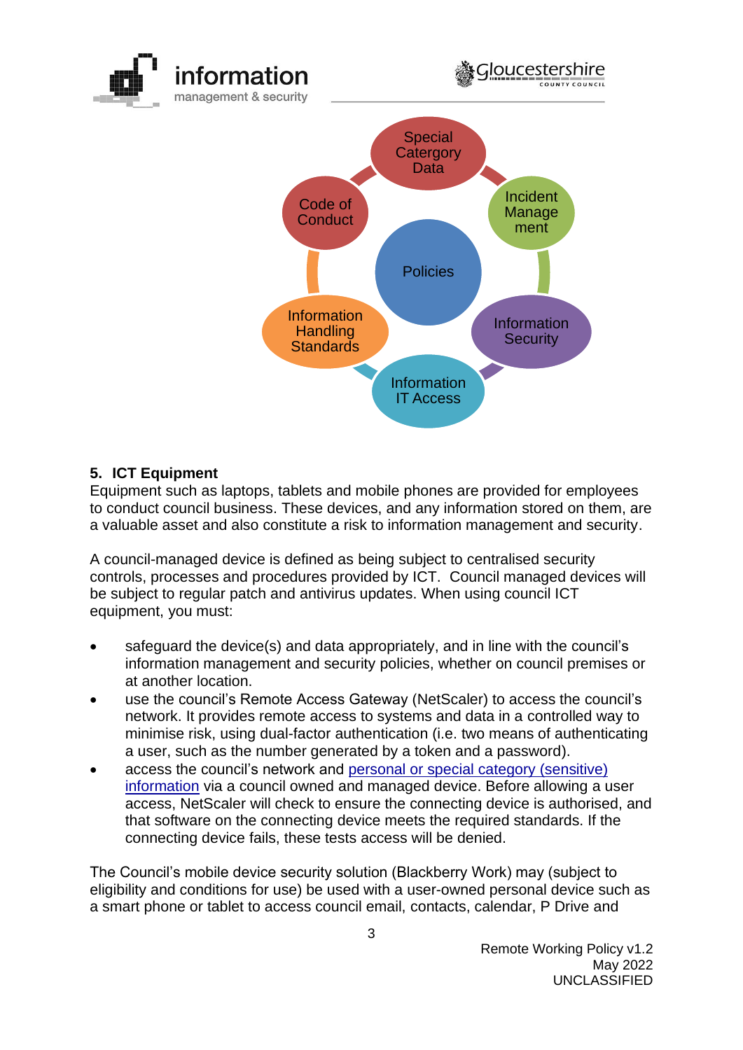## 5. ICT Equipment

Equipment such as laptops, tablets and mobile phones are provided for employees to conduct council business. These devices, and any information stored on them, are a valuable asset and also constitute a risk to information management and security.

A council-managed device is defined as being subject to centralised security controls, processes and procedures provided by ICT. Council managed devices will be subject to regular patch and antivirus updates. When using council ICT equipment, you must:

- safeguard the device(s) and data appropriately, and in line with the council's information management and security policies, whether on council premises or at another location.
- use the council's Remote Access Gateway (NetScaler) to access the council's network. It provides remote access to systems and data in a controlled way to minimise risk, using dual-factor authentication (i.e. two means of authenticating a user, such as the number generated by a token and a password).
- access the council's network and personal or special category (sensitive) information via a council owned and managed device. Before allowing a user access, NetScaler will check to ensure the connecting device is authorised, and that software on the connecting device meets the required standards. If the connecting device fails, these tests access will be denied.

The Council's mobile device security solution (Blackberry Work) may (subject to eligibility and conditions for use) be used with a user-owned personal device such as a smart phone or tablet to access council email, contacts, calendar, P Drive and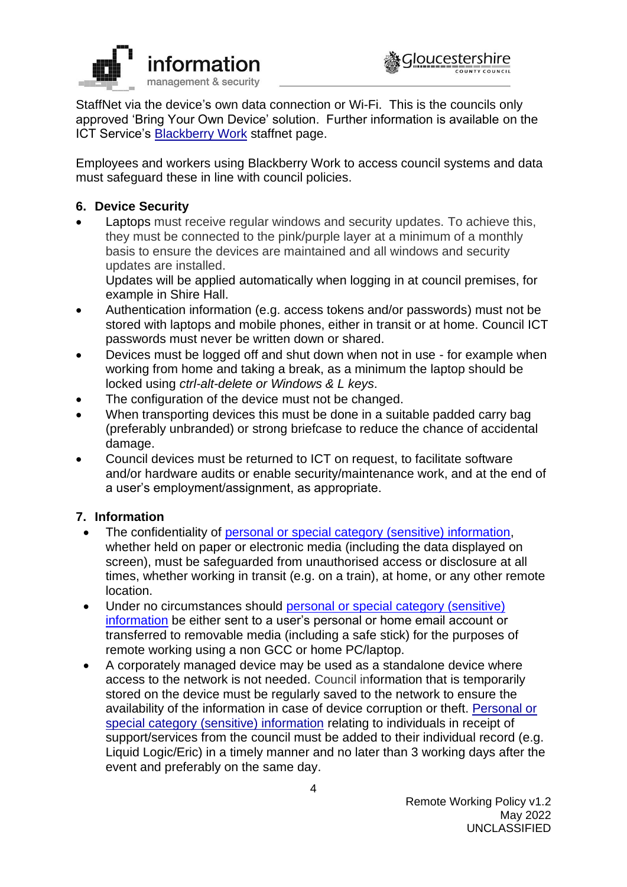StaffNet via the device's own data connection or Wi-Fi. This is the councils only approved 'Bring Your Own Device' solution. Further information is available on the ICT Service's [Blackberry Work](#) staffnet page.

Employees and workers using Blackberry Work to access council systems and data must safeguard these in line with council policies.

## 6. Device Security

- Laptops must receive regular windows and security updates. To achieve this, they must be connected to the pink/purple layer at a minimum of a monthly basis to ensure the devices are maintained and all windows and security updates are installed.
  Updates will be applied automatically when logging in at council premises, for example in Shire Hall.
- Authentication information (e.g. access tokens and/or passwords) must not be stored with laptops and mobile phones, either in transit or at home. Council ICT passwords must never be written down or shared.
- Devices must be logged off and shut down when not in use - for example when working from home and taking a break, as a minimum the laptop should be locked using *ctrl-alt-delete or Windows & L keys*.
- The configuration of the device must not be changed.
- When transporting devices this must be done in a suitable padded carry bag (preferably unbranded) or strong briefcase to reduce the chance of accidental damage.
- Council devices must be returned to ICT on request, to facilitate software and/or hardware audits or enable security/maintenance work, and at the end of a user's employment/assignment, as appropriate.

## 7. Information

- The confidentiality of [personal or special category (sensitive) information](#), whether held on paper or electronic media (including the data displayed on screen), must be safeguarded from unauthorised access or disclosure at all times, whether working in transit (e.g. on a train), at home, or any other remote location.
- Under no circumstances should [personal or special category (sensitive) information](#) be either sent to a user's personal or home email account or transferred to removable media (including a safe stick) for the purposes of remote working using a non GCC or home PC/laptop.
- A corporately managed device may be used as a standalone device where access to the network is not needed. Council information that is temporarily stored on the device must be regularly saved to the network to ensure the availability of the information in case of device corruption or theft. [Personal or special category (sensitive) information](#) relating to individuals in receipt of support/services from the council must be added to their individual record (e.g. Liquid Logic/Eric) in a timely manner and no later than 3 working days after the event and preferably on the same day.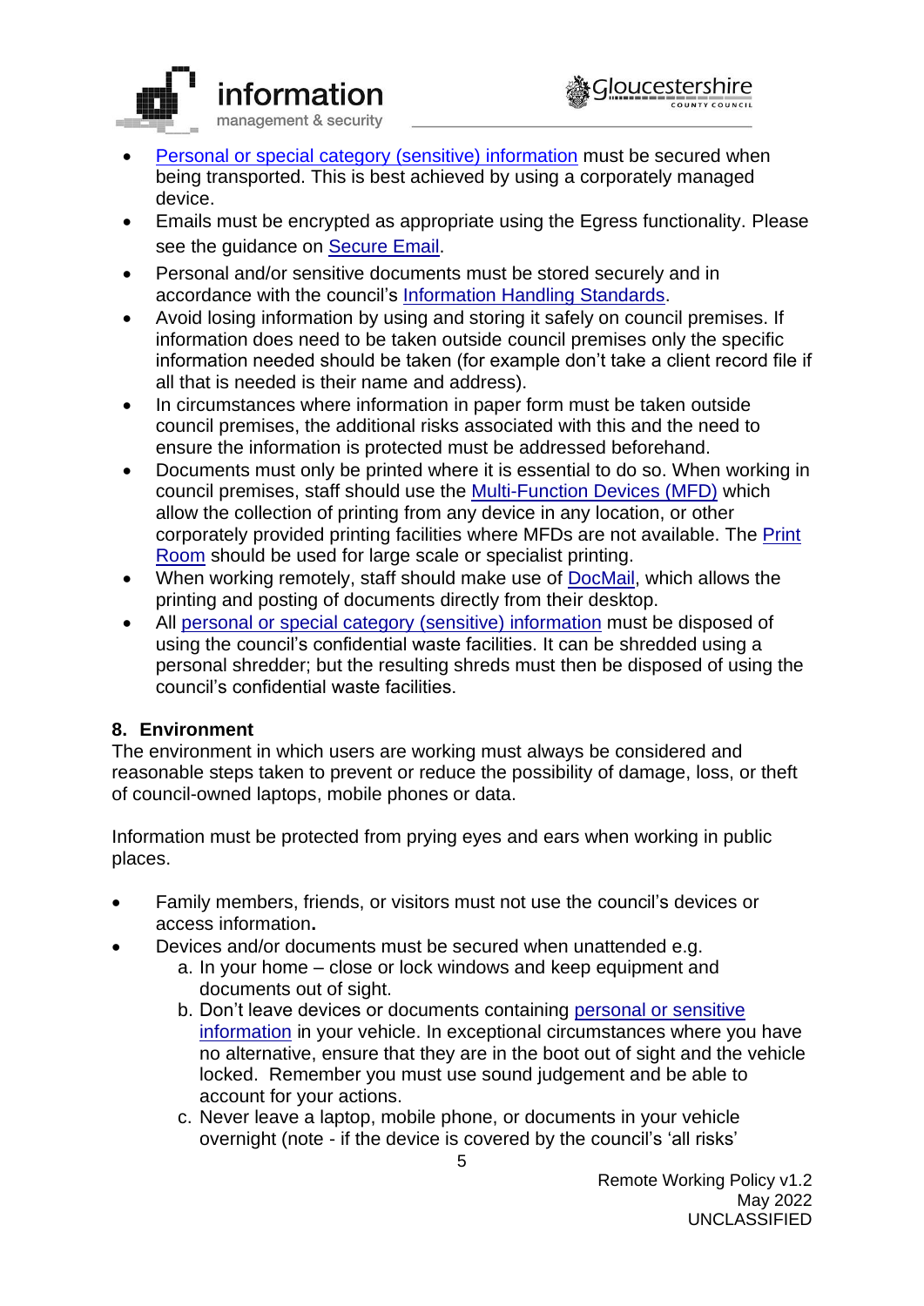- Personal or special category (sensitive) information must be secured when being transported. This is best achieved by using a corporately managed device.
- Emails must be encrypted as appropriate using the Egress functionality. Please see the guidance on Secure Email.
- Personal and/or sensitive documents must be stored securely and in accordance with the council's Information Handling Standards.
- Avoid losing information by using and storing it safely on council premises. If information does need to be taken outside council premises only the specific information needed should be taken (for example don't take a client record file if all that is needed is their name and address).
- In circumstances where information in paper form must be taken outside council premises, the additional risks associated with this and the need to ensure the information is protected must be addressed beforehand.
- Documents must only be printed where it is essential to do so. When working in council premises, staff should use the Multi-Function Devices (MFD) which allow the collection of printing from any device in any location, or other corporately provided printing facilities where MFDs are not available. The Print Room should be used for large scale or specialist printing.
- When working remotely, staff should make use of DocMail, which allows the printing and posting of documents directly from their desktop.
- All personal or special category (sensitive) information must be disposed of using the council's confidential waste facilities. It can be shredded using a personal shredder; but the resulting shreds must then be disposed of using the council's confidential waste facilities.

## 8. Environment

The environment in which users are working must always be considered and reasonable steps taken to prevent or reduce the possibility of damage, loss, or theft of council-owned laptops, mobile phones or data.

Information must be protected from prying eyes and ears when working in public places.

- Family members, friends, or visitors must not use the council's devices or access information**.**
- Devices and/or documents must be secured when unattended e.g.
  a. In your home – close or lock windows and keep equipment and documents out of sight.
  b. Don't leave devices or documents containing personal or sensitive information in your vehicle. In exceptional circumstances where you have no alternative, ensure that they are in the boot out of sight and the vehicle locked. Remember you must use sound judgement and be able to account for your actions.
  c. Never leave a laptop, mobile phone, or documents in your vehicle overnight (note - if the device is covered by the council's 'all risks'

Remote Working Policy v1.2
May 2022
UNCLASSIFIED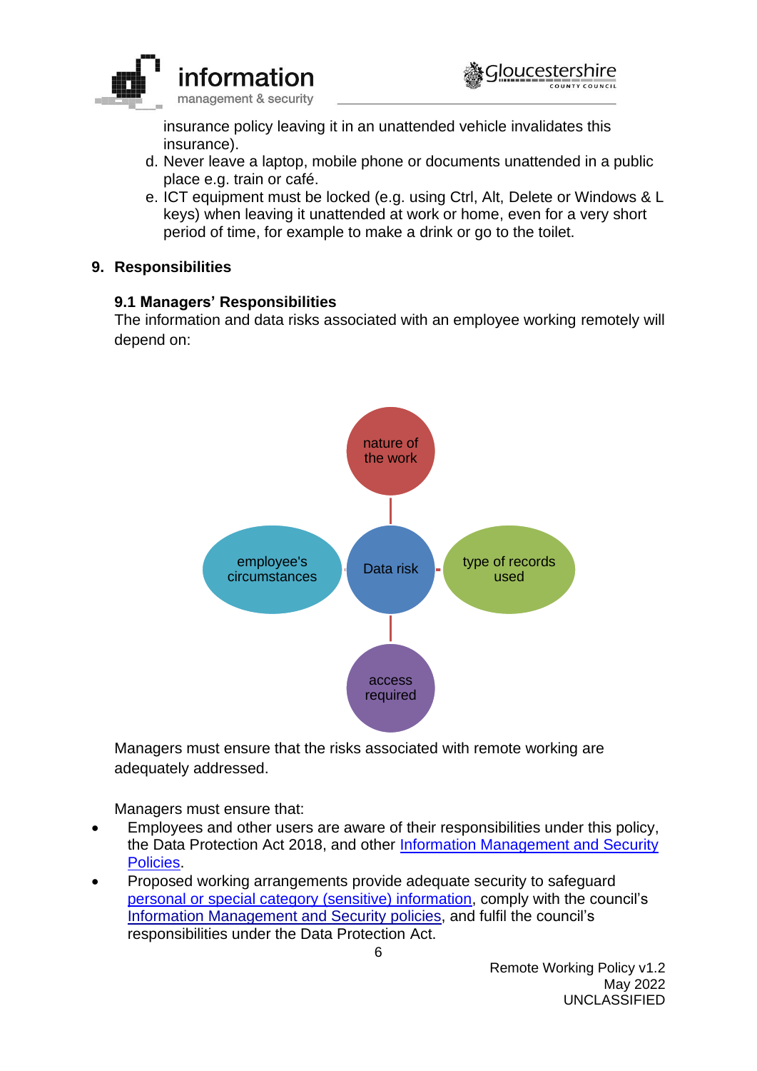insurance policy leaving it in an unattended vehicle invalidates this insurance).

d. Never leave a laptop, mobile phone or documents unattended in a public place e.g. train or café.
e. ICT equipment must be locked (e.g. using Ctrl, Alt, Delete or Windows & L keys) when leaving it unattended at work or home, even for a very short period of time, for example to make a drink or go to the toilet.

## 9. Responsibilities

### 9.1 Managers' Responsibilities

The information and data risks associated with an employee working remotely will depend on:

- nature of the work
- employee's circumstances
- type of records used
- access required

(Data risk)

Managers must ensure that the risks associated with remote working are adequately addressed.

Managers must ensure that:

- Employees and other users are aware of their responsibilities under this policy, the Data Protection Act 2018, and other Information Management and Security Policies.
- Proposed working arrangements provide adequate security to safeguard personal or special category (sensitive) information, comply with the council's Information Management and Security policies, and fulfil the council's responsibilities under the Data Protection Act.

Remote Working Policy v1.2
May 2022
UNCLASSIFIED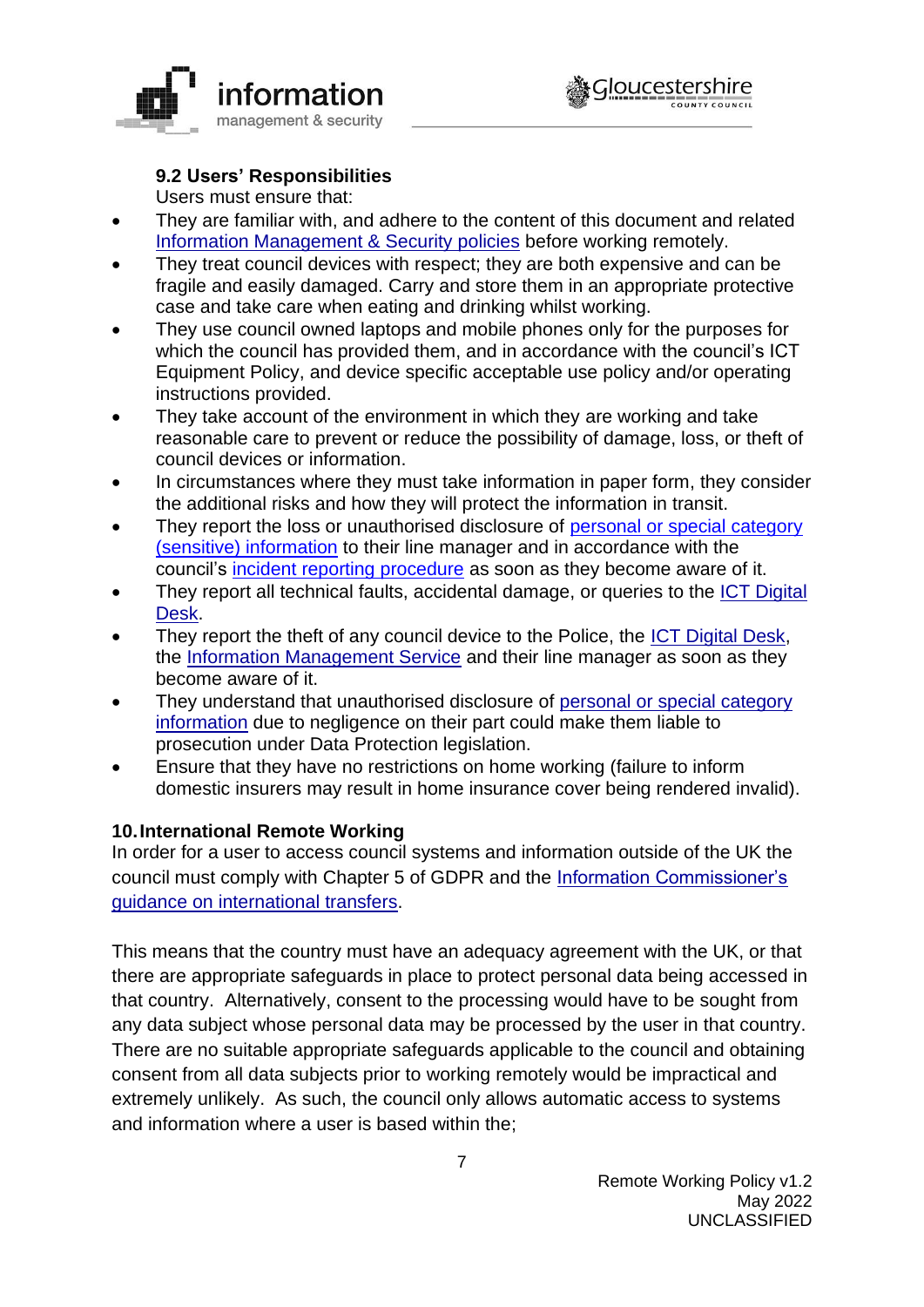### 9.2 Users' Responsibilities

Users must ensure that:

- They are familiar with, and adhere to the content of this document and related Information Management & Security policies before working remotely.
- They treat council devices with respect; they are both expensive and can be fragile and easily damaged. Carry and store them in an appropriate protective case and take care when eating and drinking whilst working.
- They use council owned laptops and mobile phones only for the purposes for which the council has provided them, and in accordance with the council's ICT Equipment Policy, and device specific acceptable use policy and/or operating instructions provided.
- They take account of the environment in which they are working and take reasonable care to prevent or reduce the possibility of damage, loss, or theft of council devices or information.
- In circumstances where they must take information in paper form, they consider the additional risks and how they will protect the information in transit.
- They report the loss or unauthorised disclosure of personal or special category (sensitive) information to their line manager and in accordance with the council's incident reporting procedure as soon as they become aware of it.
- They report all technical faults, accidental damage, or queries to the ICT Digital Desk.
- They report the theft of any council device to the Police, the ICT Digital Desk, the Information Management Service and their line manager as soon as they become aware of it.
- They understand that unauthorised disclosure of personal or special category information due to negligence on their part could make them liable to prosecution under Data Protection legislation.
- Ensure that they have no restrictions on home working (failure to inform domestic insurers may result in home insurance cover being rendered invalid).

## 10. International Remote Working

In order for a user to access council systems and information outside of the UK the council must comply with Chapter 5 of GDPR and the Information Commissioner's guidance on international transfers.

This means that the country must have an adequacy agreement with the UK, or that there are appropriate safeguards in place to protect personal data being accessed in that country. Alternatively, consent to the processing would have to be sought from any data subject whose personal data may be processed by the user in that country. There are no suitable appropriate safeguards applicable to the council and obtaining consent from all data subjects prior to working remotely would be impractical and extremely unlikely. As such, the council only allows automatic access to systems and information where a user is based within the;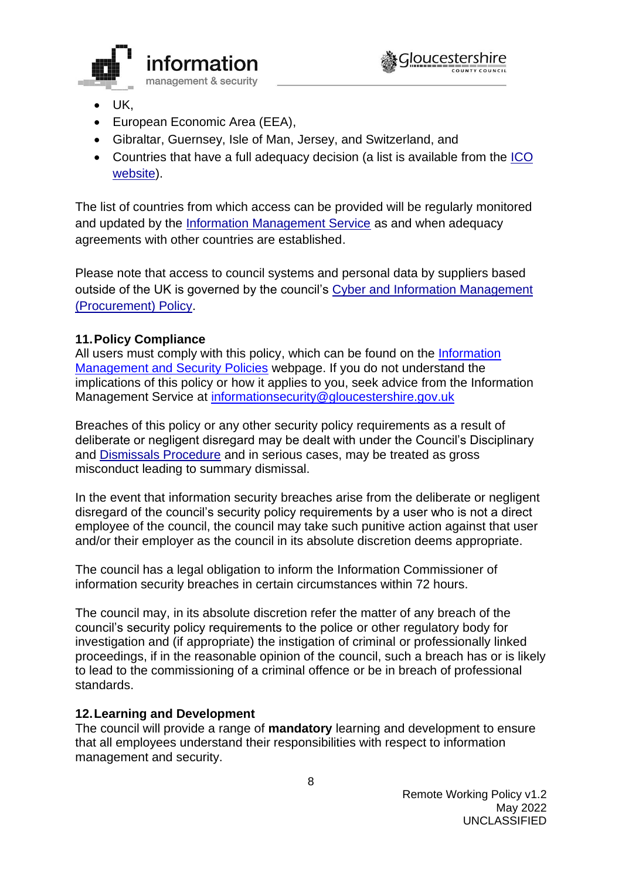- UK,
- European Economic Area (EEA),
- Gibraltar, Guernsey, Isle of Man, Jersey, and Switzerland, and
- Countries that have a full adequacy decision (a list is available from the ICO website).

The list of countries from which access can be provided will be regularly monitored and updated by the Information Management Service as and when adequacy agreements with other countries are established.

Please note that access to council systems and personal data by suppliers based outside of the UK is governed by the council's Cyber and Information Management (Procurement) Policy.

## 11. Policy Compliance

All users must comply with this policy, which can be found on the Information Management and Security Policies webpage. If you do not understand the implications of this policy or how it applies to you, seek advice from the Information Management Service at informationsecurity@gloucestershire.gov.uk

Breaches of this policy or any other security policy requirements as a result of deliberate or negligent disregard may be dealt with under the Council's Disciplinary and Dismissals Procedure and in serious cases, may be treated as gross misconduct leading to summary dismissal.

In the event that information security breaches arise from the deliberate or negligent disregard of the council's security policy requirements by a user who is not a direct employee of the council, the council may take such punitive action against that user and/or their employer as the council in its absolute discretion deems appropriate.

The council has a legal obligation to inform the Information Commissioner of information security breaches in certain circumstances within 72 hours.

The council may, in its absolute discretion refer the matter of any breach of the council's security policy requirements to the police or other regulatory body for investigation and (if appropriate) the instigation of criminal or professionally linked proceedings, if in the reasonable opinion of the council, such a breach has or is likely to lead to the commissioning of a criminal offence or be in breach of professional standards.

## 12. Learning and Development

The council will provide a range of **mandatory** learning and development to ensure that all employees understand their responsibilities with respect to information management and security.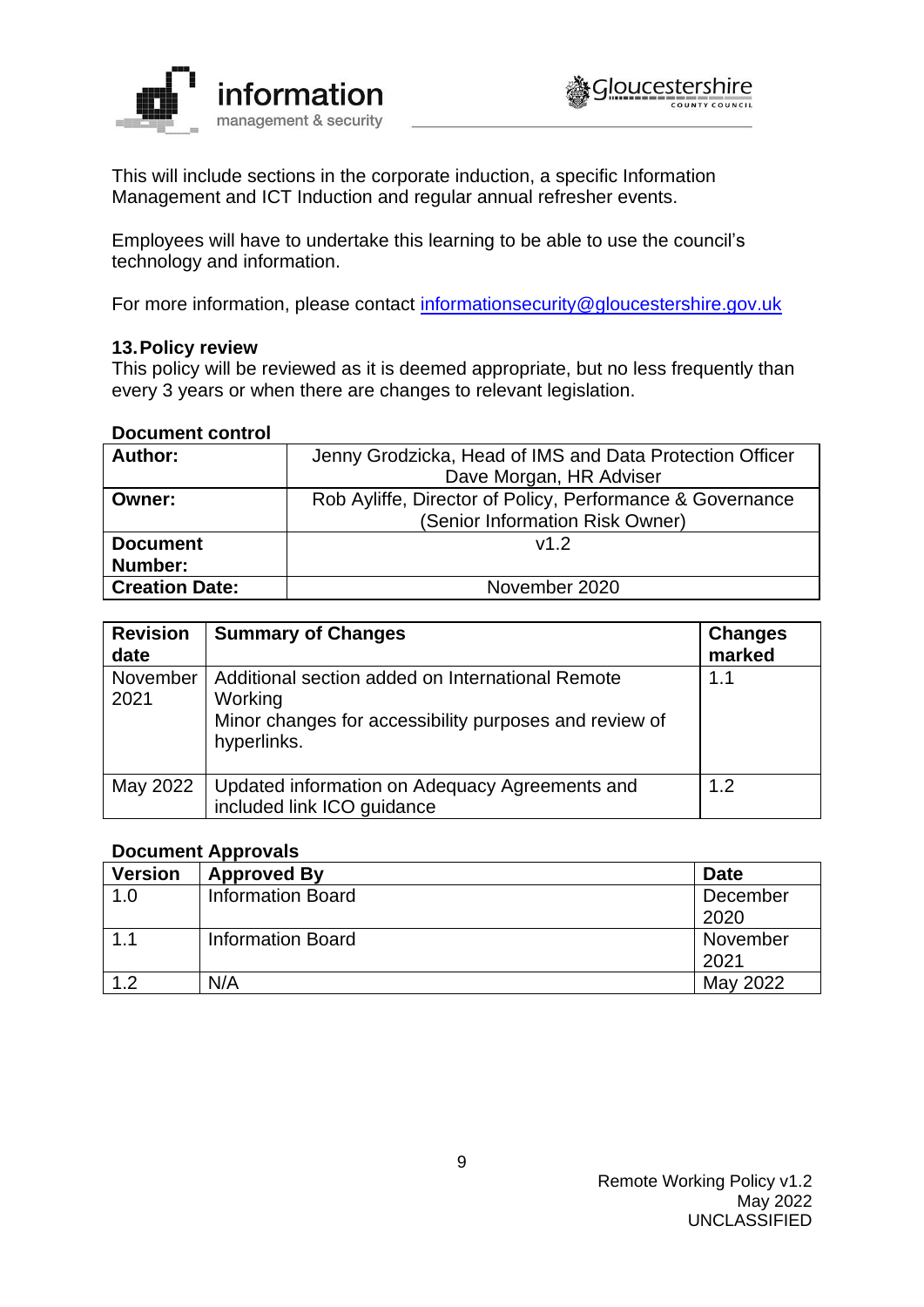This will include sections in the corporate induction, a specific Information Management and ICT Induction and regular annual refresher events.

Employees will have to undertake this learning to be able to use the council's technology and information.

For more information, please contact [informationsecurity@gloucestershire.gov.uk](mailto:informationsecurity@gloucestershire.gov.uk)

## 13. Policy review

This policy will be reviewed as it is deemed appropriate, but no less frequently than every 3 years or when there are changes to relevant legislation.

**Document control**

| | |
|---|---|
| **Author:** | Jenny Grodzicka, Head of IMS and Data Protection Officer<br>Dave Morgan, HR Adviser |
| **Owner:** | Rob Ayliffe, Director of Policy, Performance & Governance (Senior Information Risk Owner) |
| **Document Number:** | v1.2 |
| **Creation Date:** | November 2020 |

| **Revision date** | **Summary of Changes** | **Changes marked** |
|---|---|---|
| November 2021 | Additional section added on International Remote Working<br>Minor changes for accessibility purposes and review of hyperlinks. | 1.1 |
| May 2022 | Updated information on Adequacy Agreements and included link ICO guidance | 1.2 |

**Document Approvals**

| **Version** | **Approved By** | **Date** |
|---|---|---|
| 1.0 | Information Board | December 2020 |
| 1.1 | Information Board | November 2021 |
| 1.2 | N/A | May 2022 |